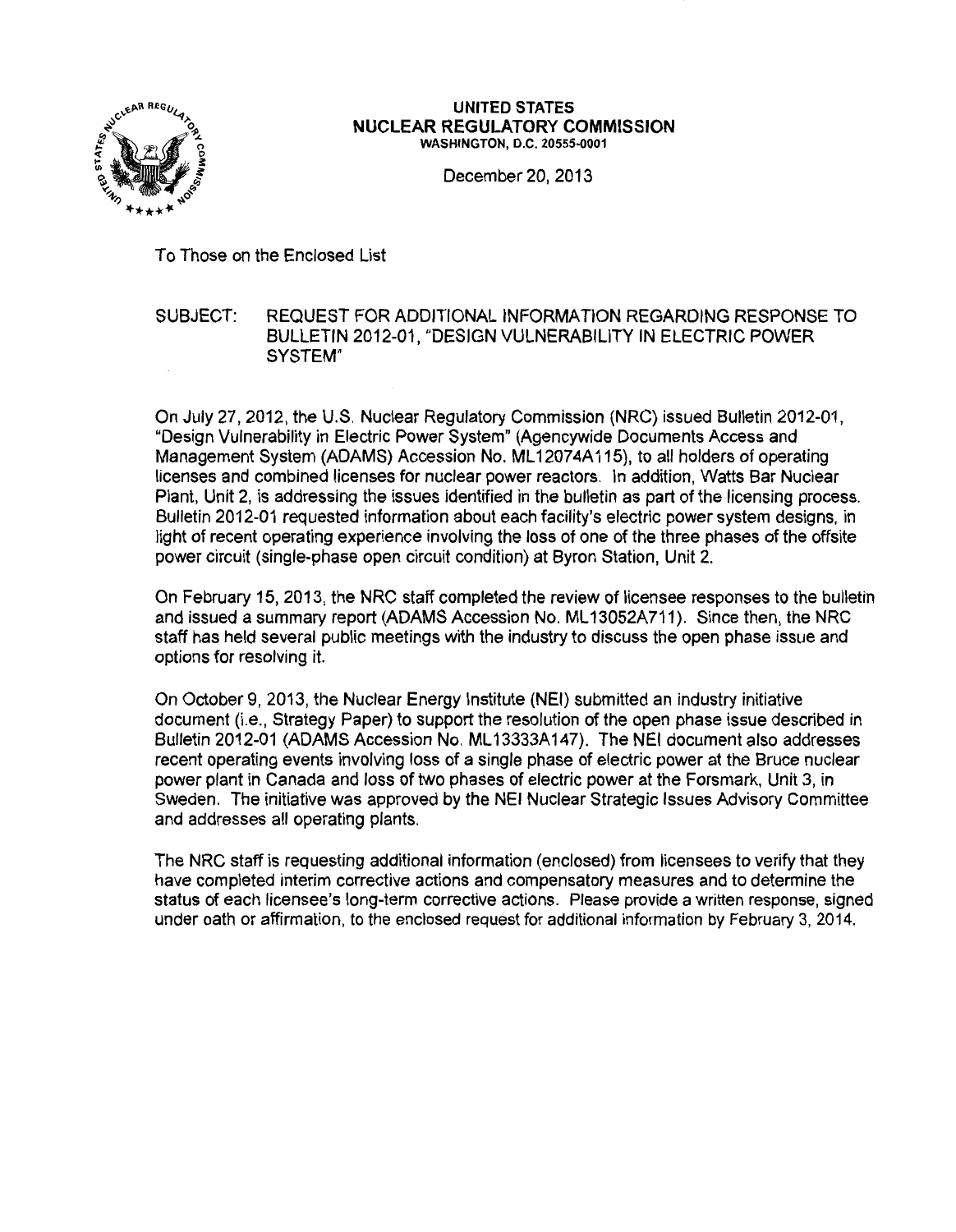**UNITED STATES**
**NUCLEAR REGULATORY COMMISSION**
WASHINGTON, D.C. 20555-0001

December 20, 2013

To Those on the Enclosed List

SUBJECT: REQUEST FOR ADDITIONAL INFORMATION REGARDING RESPONSE TO BULLETIN 2012-01, "DESIGN VULNERABILITY IN ELECTRIC POWER SYSTEM"

On July 27, 2012, the U.S. Nuclear Regulatory Commission (NRC) issued Bulletin 2012-01, "Design Vulnerability in Electric Power System" (Agencywide Documents Access and Management System (ADAMS) Accession No. ML12074A115), to all holders of operating licenses and combined licenses for nuclear power reactors. In addition, Watts Bar Nuclear Plant, Unit 2, is addressing the issues identified in the bulletin as part of the licensing process. Bulletin 2012-01 requested information about each facility's electric power system designs, in light of recent operating experience involving the loss of one of the three phases of the offsite power circuit (single-phase open circuit condition) at Byron Station, Unit 2.

On February 15, 2013, the NRC staff completed the review of licensee responses to the bulletin and issued a summary report (ADAMS Accession No. ML13052A711). Since then, the NRC staff has held several public meetings with the industry to discuss the open phase issue and options for resolving it.

On October 9, 2013, the Nuclear Energy Institute (NEI) submitted an industry initiative document (i.e., Strategy Paper) to support the resolution of the open phase issue described in Bulletin 2012-01 (ADAMS Accession No. ML13333A147). The NEI document also addresses recent operating events involving loss of a single phase of electric power at the Bruce nuclear power plant in Canada and loss of two phases of electric power at the Forsmark, Unit 3, in Sweden. The initiative was approved by the NEI Nuclear Strategic Issues Advisory Committee and addresses all operating plants.

The NRC staff is requesting additional information (enclosed) from licensees to verify that they have completed interim corrective actions and compensatory measures and to determine the status of each licensee's long-term corrective actions. Please provide a written response, signed under oath or affirmation, to the enclosed request for additional information by February 3, 2014.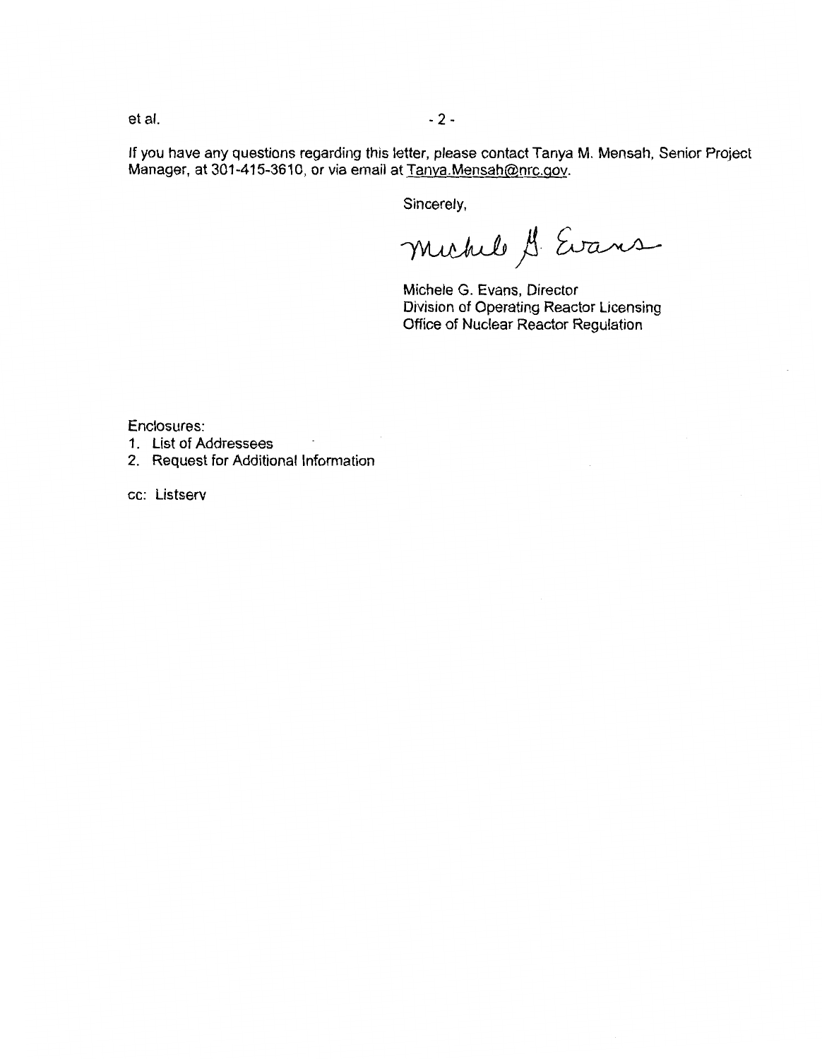If you have any questions regarding this letter, please contact Tanya M. Mensah, Senior Project Manager, at 301-415-3610, or via email at Tanya.Mensah@nrc.gov.

Sincerely,

Michele G. Evans

Michele G. Evans, Director
Division of Operating Reactor Licensing
Office of Nuclear Reactor Regulation

Enclosures:
1. List of Addressees
2. Request for Additional Information

cc: Listserv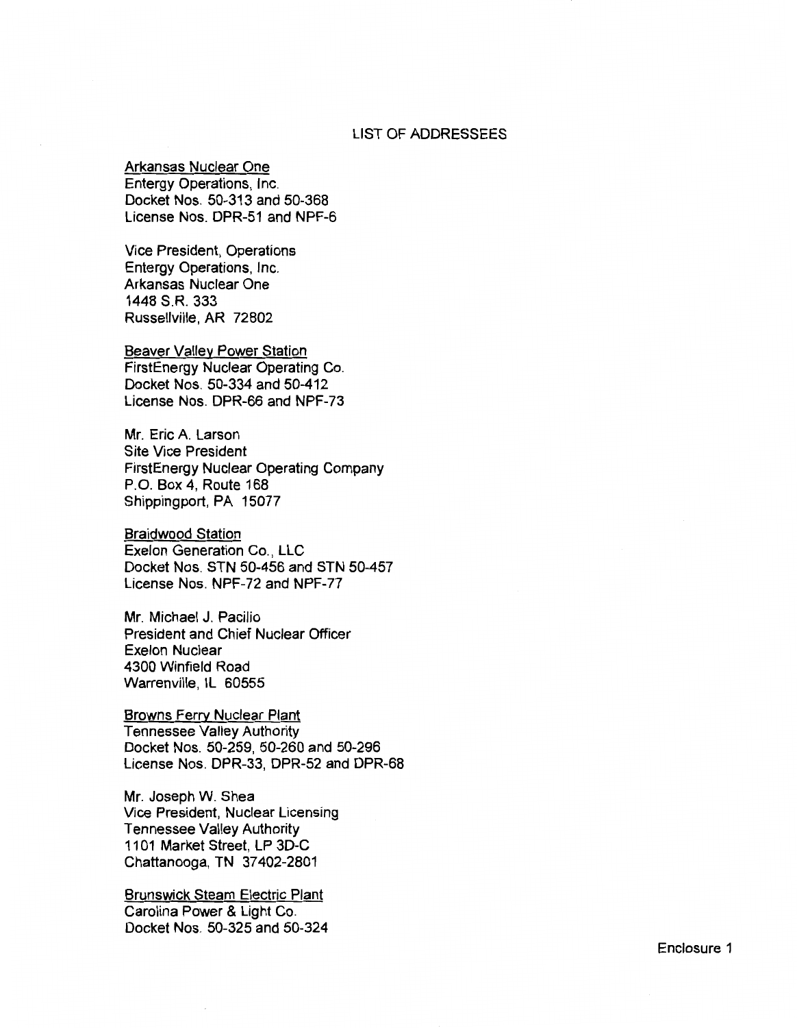# LIST OF ADDRESSEES

Arkansas Nuclear One
Entergy Operations, Inc.
Docket Nos. 50-313 and 50-368
License Nos. DPR-51 and NPF-6

Vice President, Operations
Entergy Operations, Inc.
Arkansas Nuclear One
1448 S.R. 333
Russellville, AR 72802

Beaver Valley Power Station
FirstEnergy Nuclear Operating Co.
Docket Nos. 50-334 and 50-412
License Nos. DPR-66 and NPF-73

Mr. Eric A. Larson
Site Vice President
FirstEnergy Nuclear Operating Company
P.O. Box 4, Route 168
Shippingport, PA 15077

Braidwood Station
Exelon Generation Co., LLC
Docket Nos. STN 50-456 and STN 50-457
License Nos. NPF-72 and NPF-77

Mr. Michael J. Pacilio
President and Chief Nuclear Officer
Exelon Nuclear
4300 Winfield Road
Warrenville, IL 60555

Browns Ferry Nuclear Plant
Tennessee Valley Authority
Docket Nos. 50-259, 50-260 and 50-296
License Nos. DPR-33, DPR-52 and DPR-68

Mr. Joseph W. Shea
Vice President, Nuclear Licensing
Tennessee Valley Authority
1101 Market Street, LP 3D-C
Chattanooga, TN 37402-2801

Brunswick Steam Electric Plant
Carolina Power & Light Co.
Docket Nos. 50-325 and 50-324

Enclosure 1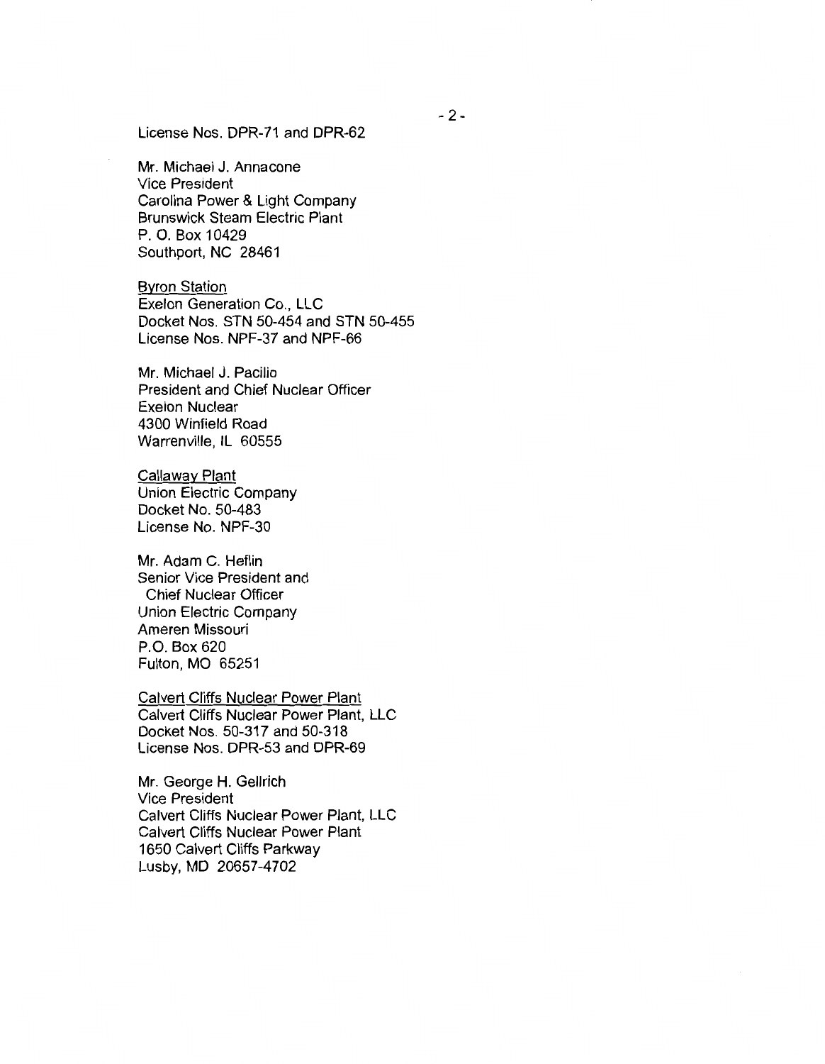License Nos. DPR-71 and DPR-62

Mr. Michael J. Annacone
Vice President
Carolina Power & Light Company
Brunswick Steam Electric Plant
P. O. Box 10429
Southport, NC 28461

<u>Byron Station</u>
Exelon Generation Co., LLC
Docket Nos. STN 50-454 and STN 50-455
License Nos. NPF-37 and NPF-66

Mr. Michael J. Pacilio
President and Chief Nuclear Officer
Exelon Nuclear
4300 Winfield Road
Warrenville, IL 60555

<u>Callaway Plant</u>
Union Electric Company
Docket No. 50-483
License No. NPF-30

Mr. Adam C. Heflin
Senior Vice President and
Chief Nuclear Officer
Union Electric Company
Ameren Missouri
P.O. Box 620
Fulton, MO 65251

<u>Calvert Cliffs Nuclear Power Plant</u>
Calvert Cliffs Nuclear Power Plant, LLC
Docket Nos. 50-317 and 50-318
License Nos. DPR-53 and DPR-69

Mr. George H. Gellrich
Vice President
Calvert Cliffs Nuclear Power Plant, LLC
Calvert Cliffs Nuclear Power Plant
1650 Calvert Cliffs Parkway
Lusby, MD 20657-4702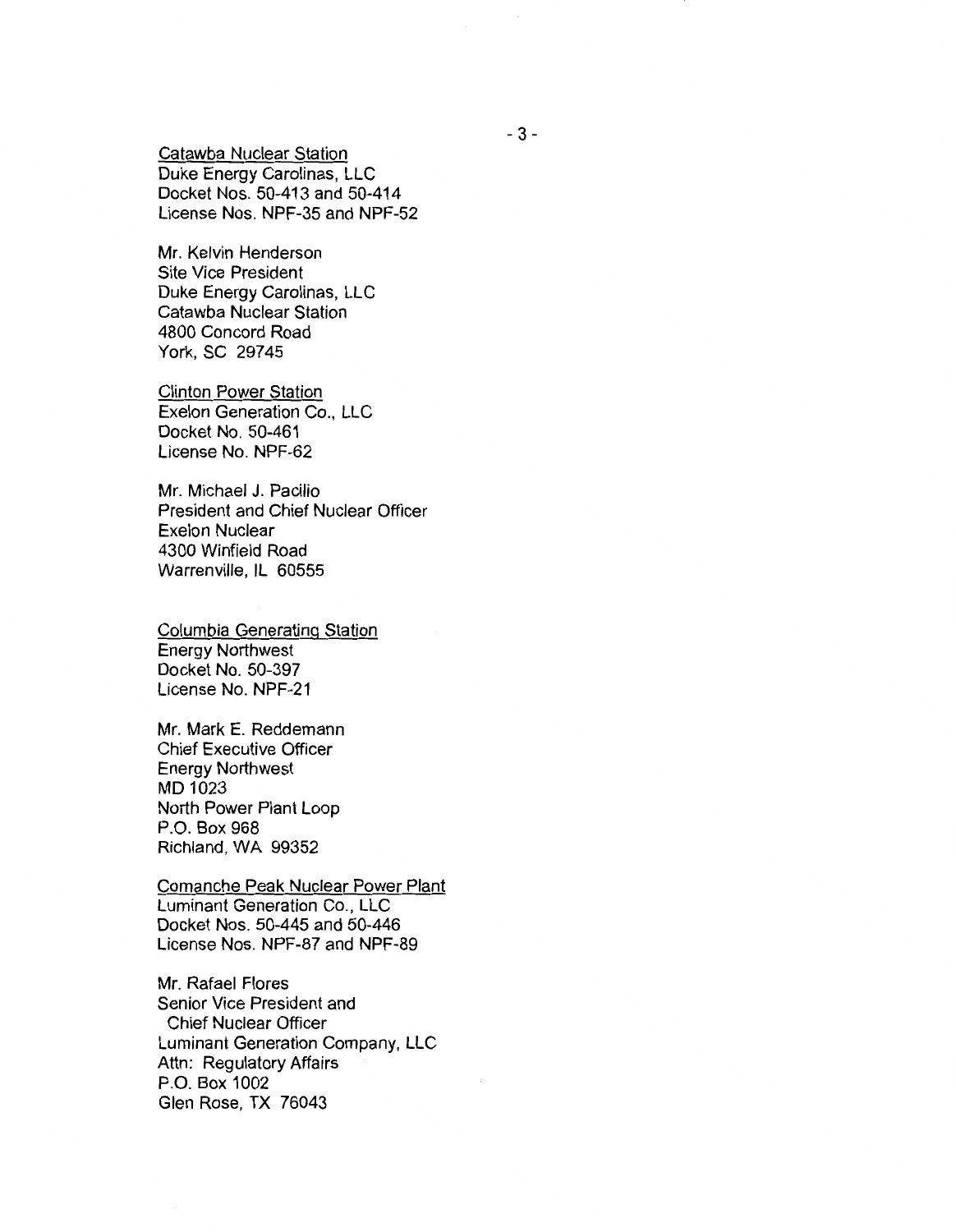<u>Catawba Nuclear Station</u>
Duke Energy Carolinas, LLC
Docket Nos. 50-413 and 50-414
License Nos. NPF-35 and NPF-52

Mr. Kelvin Henderson
Site Vice President
Duke Energy Carolinas, LLC
Catawba Nuclear Station
4800 Concord Road
York, SC 29745

<u>Clinton Power Station</u>
Exelon Generation Co., LLC
Docket No. 50-461
License No. NPF-62

Mr. Michael J. Pacilio
President and Chief Nuclear Officer
Exelon Nuclear
4300 Winfield Road
Warrenville, IL 60555

<u>Columbia Generating Station</u>
Energy Northwest
Docket No. 50-397
License No. NPF-21

Mr. Mark E. Reddemann
Chief Executive Officer
Energy Northwest
MD 1023
North Power Plant Loop
P.O. Box 968
Richland, WA 99352

<u>Comanche Peak Nuclear Power Plant</u>
Luminant Generation Co., LLC
Docket Nos. 50-445 and 50-446
License Nos. NPF-87 and NPF-89

Mr. Rafael Flores
Senior Vice President and
Chief Nuclear Officer
Luminant Generation Company, LLC
Attn: Regulatory Affairs
P.O. Box 1002
Glen Rose, TX 76043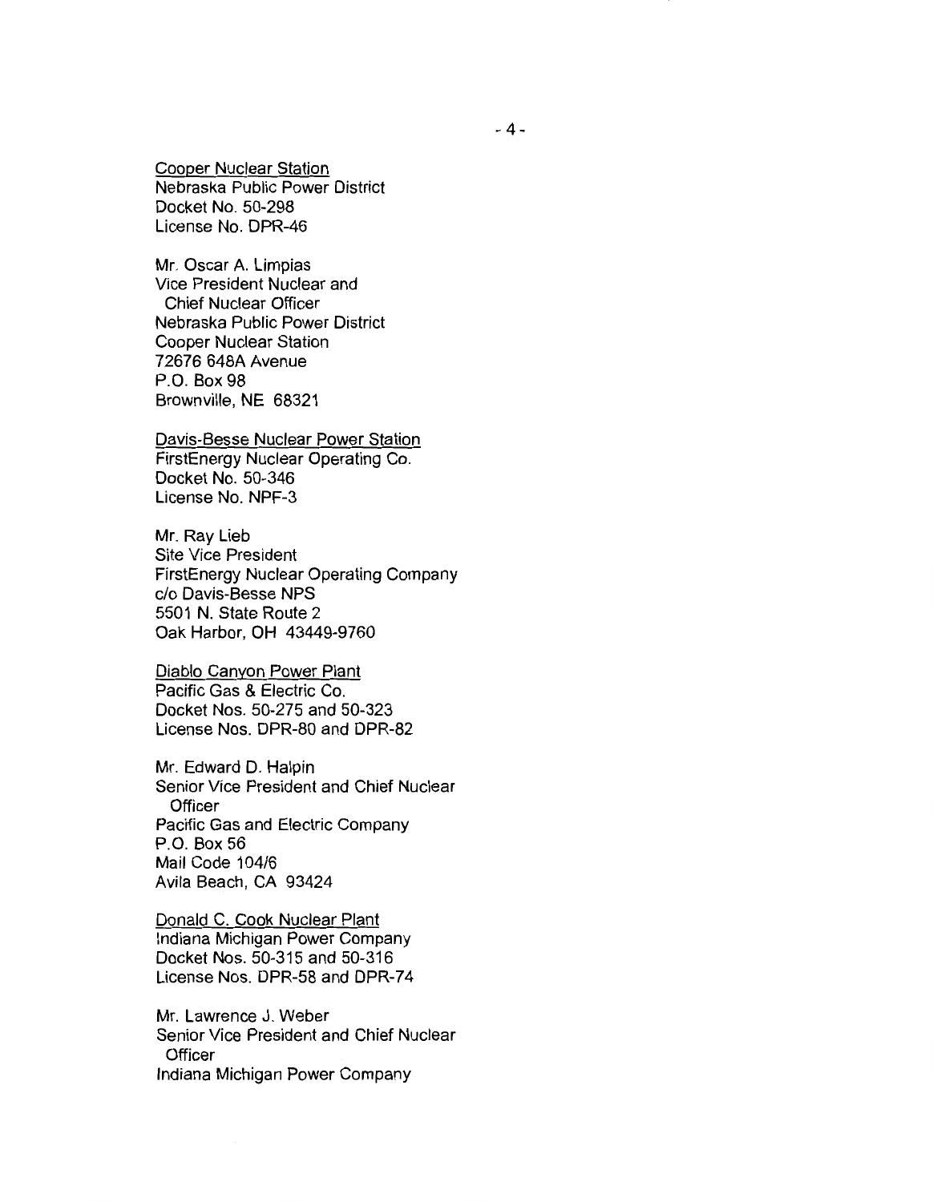<u>Cooper Nuclear Station</u>
Nebraska Public Power District
Docket No. 50-298
License No. DPR-46

Mr. Oscar A. Limpias
Vice President Nuclear and
Chief Nuclear Officer
Nebraska Public Power District
Cooper Nuclear Station
72676 648A Avenue
P.O. Box 98
Brownville, NE 68321

<u>Davis-Besse Nuclear Power Station</u>
FirstEnergy Nuclear Operating Co.
Docket No. 50-346
License No. NPF-3

Mr. Ray Lieb
Site Vice President
FirstEnergy Nuclear Operating Company
c/o Davis-Besse NPS
5501 N. State Route 2
Oak Harbor, OH 43449-9760

<u>Diablo Canyon Power Plant</u>
Pacific Gas & Electric Co.
Docket Nos. 50-275 and 50-323
License Nos. DPR-80 and DPR-82

Mr. Edward D. Halpin
Senior Vice President and Chief Nuclear
Officer
Pacific Gas and Electric Company
P.O. Box 56
Mail Code 104/6
Avila Beach, CA 93424

<u>Donald C. Cook Nuclear Plant</u>
Indiana Michigan Power Company
Docket Nos. 50-315 and 50-316
License Nos. DPR-58 and DPR-74

Mr. Lawrence J. Weber
Senior Vice President and Chief Nuclear
Officer
Indiana Michigan Power Company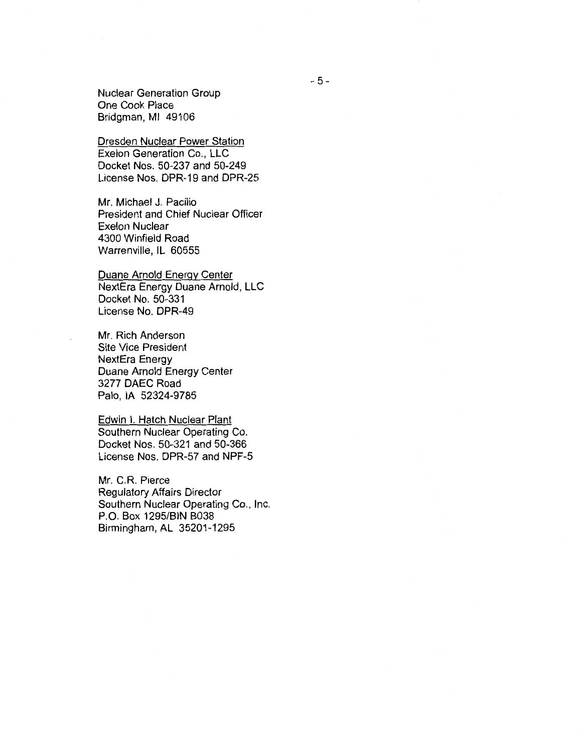Nuclear Generation Group
One Cook Place
Bridgman, MI 49106

Dresden Nuclear Power Station
Exelon Generation Co., LLC
Docket Nos. 50-237 and 50-249
License Nos. DPR-19 and DPR-25

Mr. Michael J. Pacilio
President and Chief Nuclear Officer
Exelon Nuclear
4300 Winfield Road
Warrenville, IL 60555

Duane Arnold Energy Center
NextEra Energy Duane Arnold, LLC
Docket No. 50-331
License No. DPR-49

Mr. Rich Anderson
Site Vice President
NextEra Energy
Duane Arnold Energy Center
3277 DAEC Road
Palo, IA 52324-9785

Edwin I. Hatch Nuclear Plant
Southern Nuclear Operating Co.
Docket Nos. 50-321 and 50-366
License Nos. DPR-57 and NPF-5

Mr. C.R. Pierce
Regulatory Affairs Director
Southern Nuclear Operating Co., Inc.
P.O. Box 1295/BIN B038
Birmingham, AL 35201-1295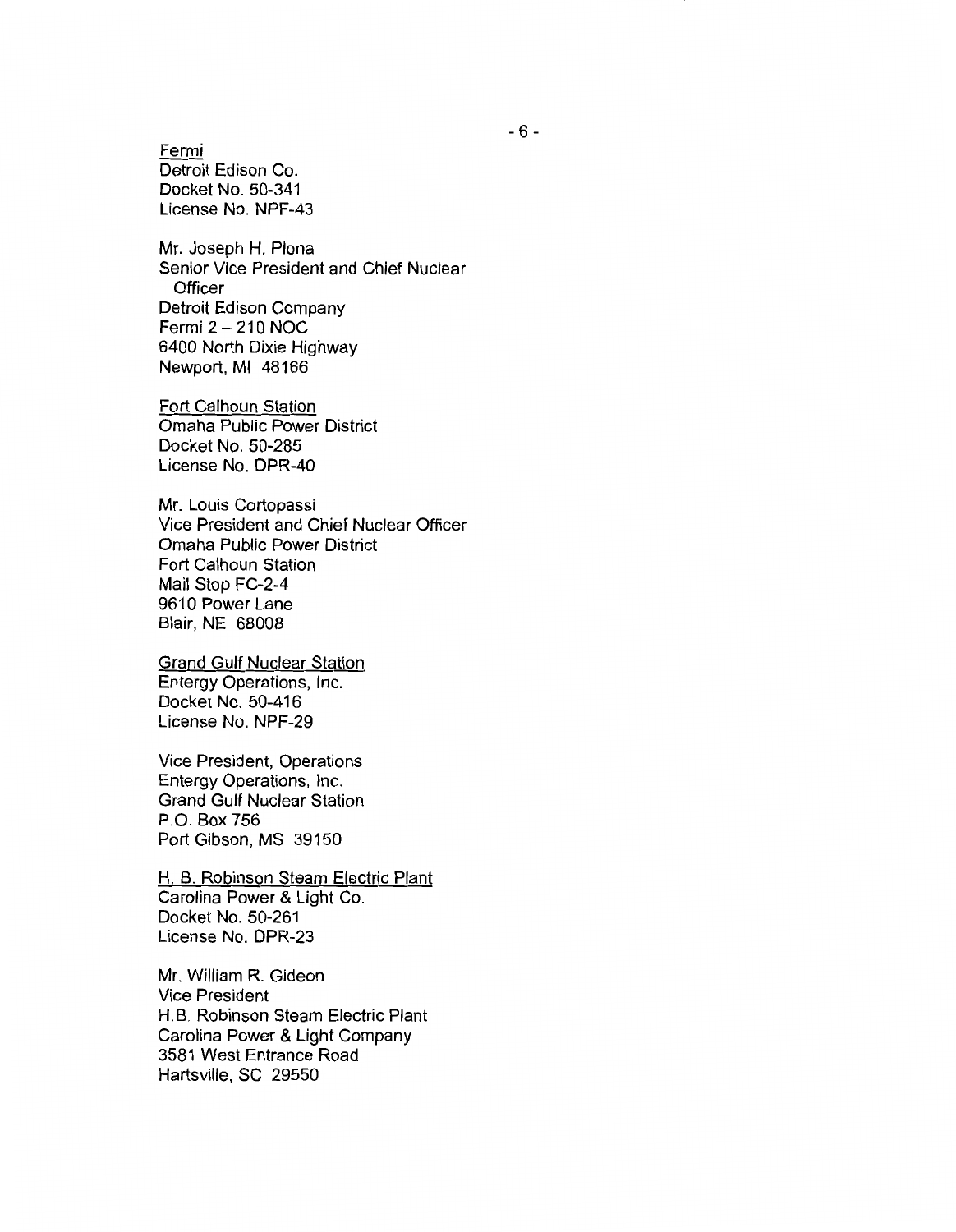Fermi
Detroit Edison Co.
Docket No. 50-341
License No. NPF-43

Mr. Joseph H. Plona
Senior Vice President and Chief Nuclear Officer
Detroit Edison Company
Fermi 2 – 210 NOC
6400 North Dixie Highway
Newport, MI 48166

Fort Calhoun Station
Omaha Public Power District
Docket No. 50-285
License No. DPR-40

Mr. Louis Cortopassi
Vice President and Chief Nuclear Officer
Omaha Public Power District
Fort Calhoun Station
Mail Stop FC-2-4
9610 Power Lane
Blair, NE 68008

Grand Gulf Nuclear Station
Entergy Operations, Inc.
Docket No. 50-416
License No. NPF-29

Vice President, Operations
Entergy Operations, Inc.
Grand Gulf Nuclear Station
P.O. Box 756
Port Gibson, MS 39150

H. B. Robinson Steam Electric Plant
Carolina Power & Light Co.
Docket No. 50-261
License No. DPR-23

Mr. William R. Gideon
Vice President
H.B. Robinson Steam Electric Plant
Carolina Power & Light Company
3581 West Entrance Road
Hartsville, SC 29550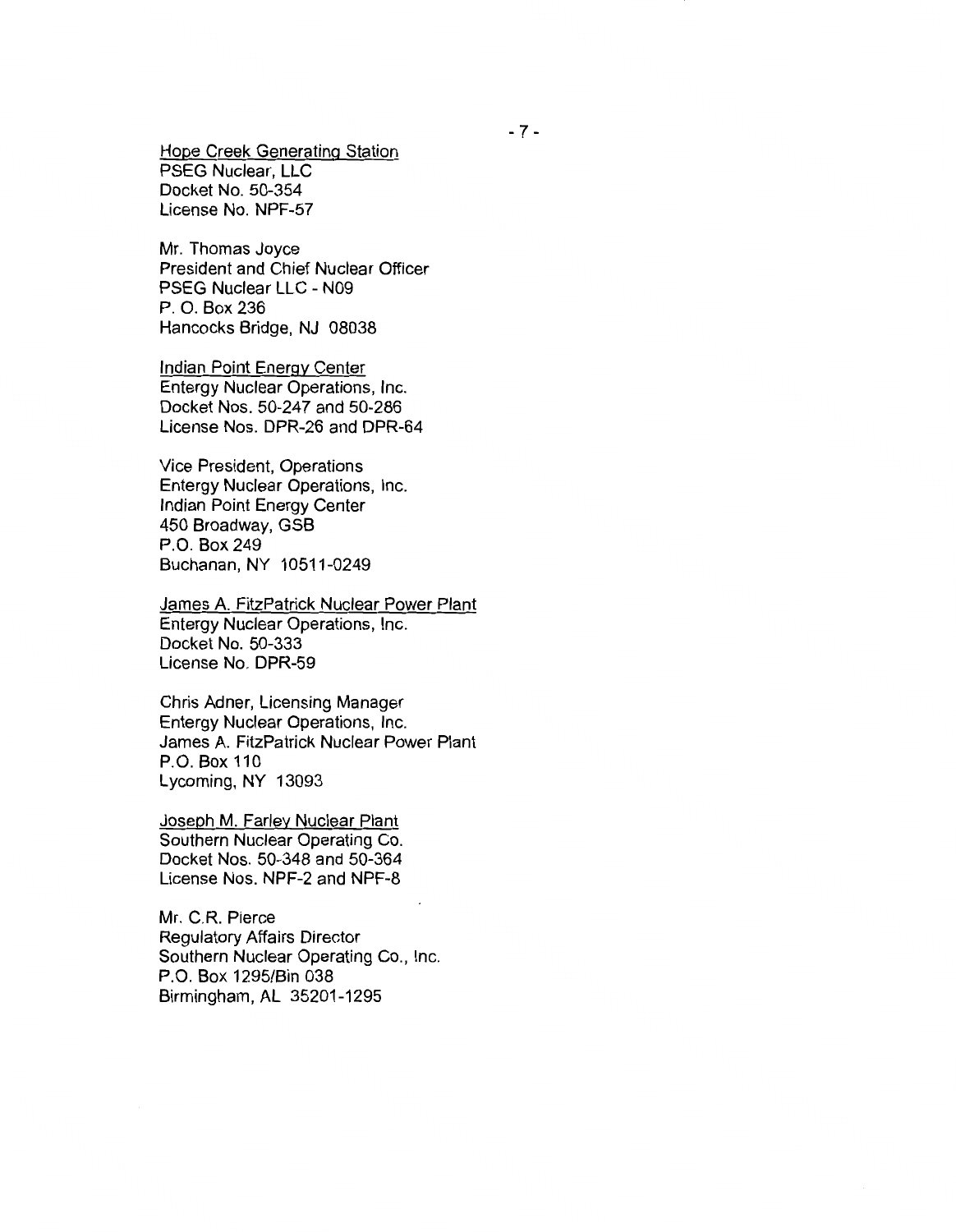Hope Creek Generating Station
PSEG Nuclear, LLC
Docket No. 50-354
License No. NPF-57

Mr. Thomas Joyce
President and Chief Nuclear Officer
PSEG Nuclear LLC - N09
P. O. Box 236
Hancocks Bridge, NJ 08038

Indian Point Energy Center
Entergy Nuclear Operations, Inc.
Docket Nos. 50-247 and 50-286
License Nos. DPR-26 and DPR-64

Vice President, Operations
Entergy Nuclear Operations, Inc.
Indian Point Energy Center
450 Broadway, GSB
P.O. Box 249
Buchanan, NY 10511-0249

James A. FitzPatrick Nuclear Power Plant
Entergy Nuclear Operations, Inc.
Docket No. 50-333
License No. DPR-59

Chris Adner, Licensing Manager
Entergy Nuclear Operations, Inc.
James A. FitzPatrick Nuclear Power Plant
P.O. Box 110
Lycoming, NY 13093

Joseph M. Farley Nuclear Plant
Southern Nuclear Operating Co.
Docket Nos. 50-348 and 50-364
License Nos. NPF-2 and NPF-8

Mr. C.R. Pierce
Regulatory Affairs Director
Southern Nuclear Operating Co., Inc.
P.O. Box 1295/Bin 038
Birmingham, AL 35201-1295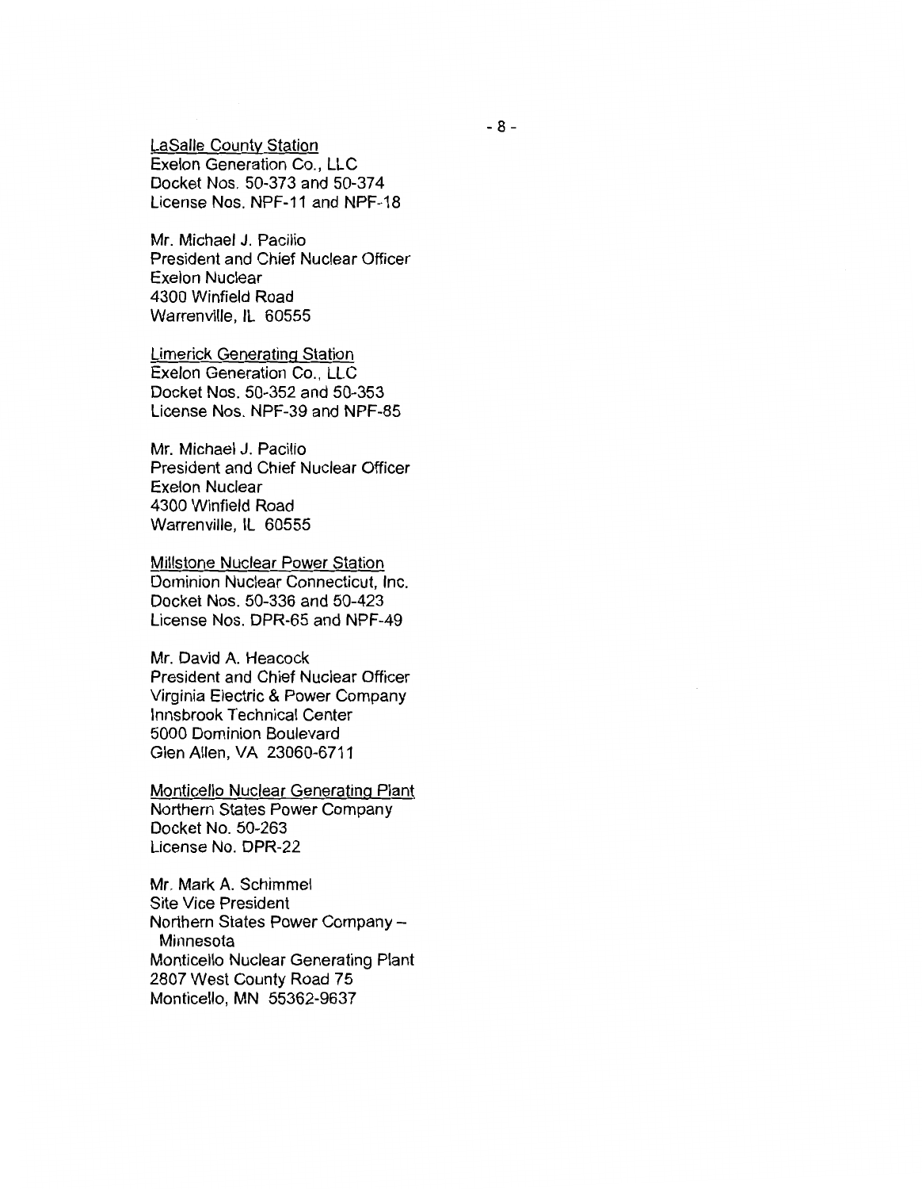<u>LaSalle County Station</u>
Exelon Generation Co., LLC
Docket Nos. 50-373 and 50-374
License Nos. NPF-11 and NPF-18

Mr. Michael J. Pacilio
President and Chief Nuclear Officer
Exelon Nuclear
4300 Winfield Road
Warrenville, IL 60555

<u>Limerick Generating Station</u>
Exelon Generation Co., LLC
Docket Nos. 50-352 and 50-353
License Nos. NPF-39 and NPF-85

Mr. Michael J. Pacilio
President and Chief Nuclear Officer
Exelon Nuclear
4300 Winfield Road
Warrenville, IL 60555

<u>Millstone Nuclear Power Station</u>
Dominion Nuclear Connecticut, Inc.
Docket Nos. 50-336 and 50-423
License Nos. DPR-65 and NPF-49

Mr. David A. Heacock
President and Chief Nuclear Officer
Virginia Electric & Power Company
Innsbrook Technical Center
5000 Dominion Boulevard
Glen Allen, VA 23060-6711

<u>Monticello Nuclear Generating Plant</u>
Northern States Power Company
Docket No. 50-263
License No. DPR-22

Mr. Mark A. Schimmel
Site Vice President
Northern States Power Company – Minnesota
Monticello Nuclear Generating Plant
2807 West County Road 75
Monticello, MN 55362-9637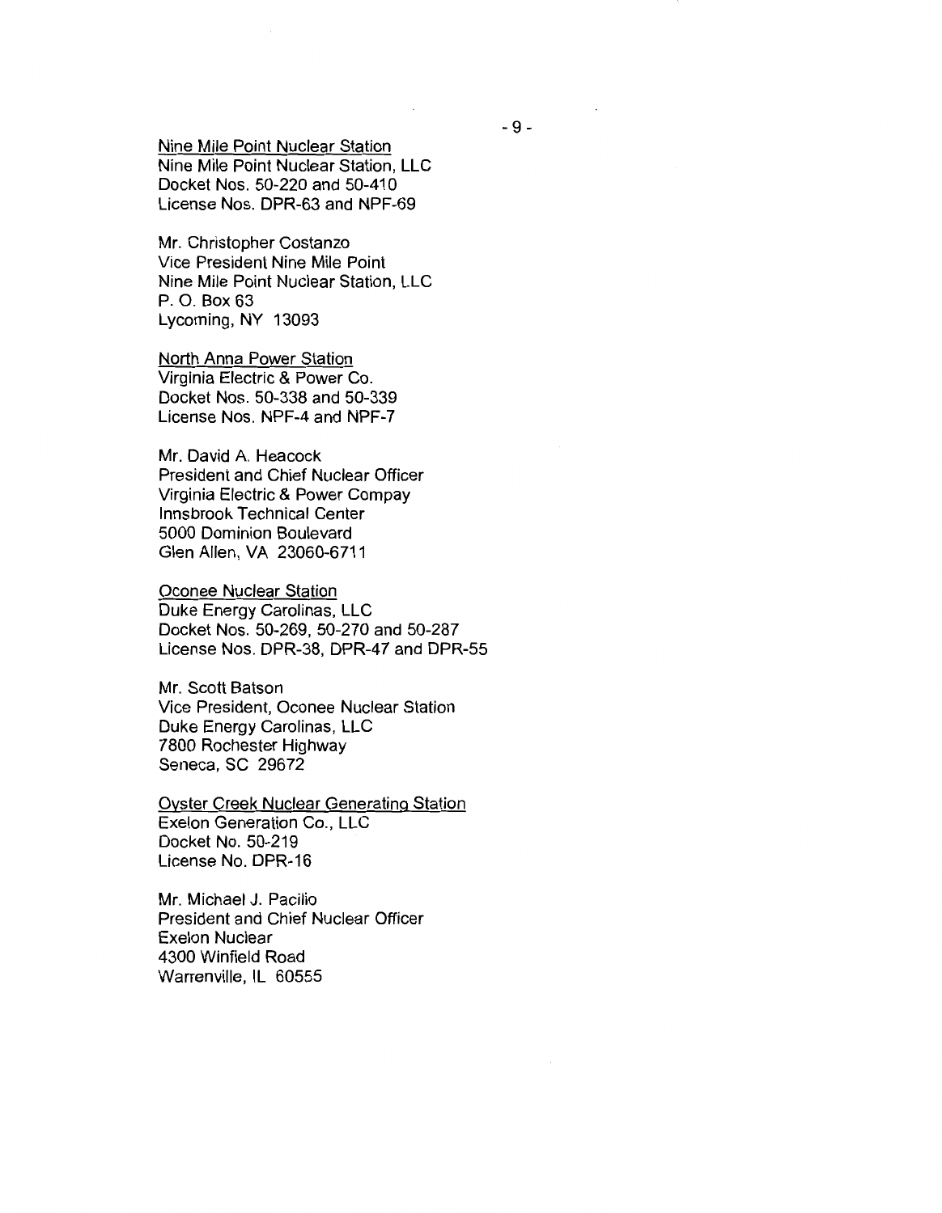Nine Mile Point Nuclear Station
Nine Mile Point Nuclear Station, LLC
Docket Nos. 50-220 and 50-410
License Nos. DPR-63 and NPF-69

Mr. Christopher Costanzo
Vice President Nine Mile Point
Nine Mile Point Nuclear Station, LLC
P. O. Box 63
Lycoming, NY 13093

North Anna Power Station
Virginia Electric & Power Co.
Docket Nos. 50-338 and 50-339
License Nos. NPF-4 and NPF-7

Mr. David A. Heacock
President and Chief Nuclear Officer
Virginia Electric & Power Compay
Innsbrook Technical Center
5000 Dominion Boulevard
Glen Allen, VA 23060-6711

Oconee Nuclear Station
Duke Energy Carolinas, LLC
Docket Nos. 50-269, 50-270 and 50-287
License Nos. DPR-38, DPR-47 and DPR-55

Mr. Scott Batson
Vice President, Oconee Nuclear Station
Duke Energy Carolinas, LLC
7800 Rochester Highway
Seneca, SC 29672

Oyster Creek Nuclear Generating Station
Exelon Generation Co., LLC
Docket No. 50-219
License No. DPR-16

Mr. Michael J. Pacilio
President and Chief Nuclear Officer
Exelon Nuclear
4300 Winfield Road
Warrenville, IL 60555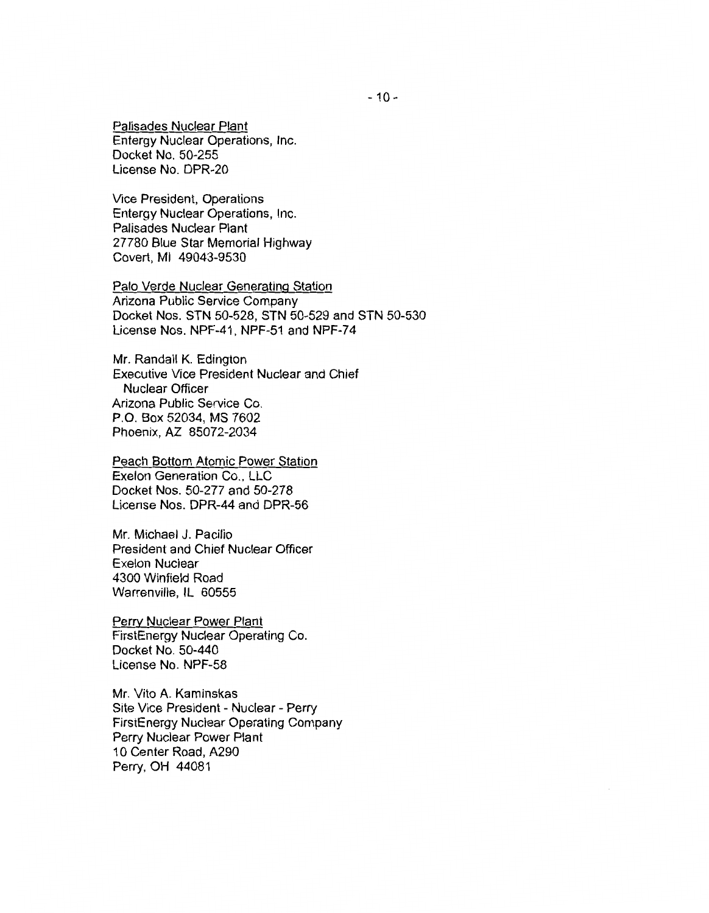<u>Palisades Nuclear Plant</u>
Entergy Nuclear Operations, Inc.
Docket No. 50-255
License No. DPR-20

Vice President, Operations
Entergy Nuclear Operations, Inc.
Palisades Nuclear Plant
27780 Blue Star Memorial Highway
Covert, MI 49043-9530

<u>Palo Verde Nuclear Generating Station</u>
Arizona Public Service Company
Docket Nos. STN 50-528, STN 50-529 and STN 50-530
License Nos. NPF-41, NPF-51 and NPF-74

Mr. Randall K. Edington
Executive Vice President Nuclear and Chief
Nuclear Officer
Arizona Public Service Co.
P.O. Box 52034, MS 7602
Phoenix, AZ 85072-2034

<u>Peach Bottom Atomic Power Station</u>
Exelon Generation Co., LLC
Docket Nos. 50-277 and 50-278
License Nos. DPR-44 and DPR-56

Mr. Michael J. Pacilio
President and Chief Nuclear Officer
Exelon Nuclear
4300 Winfield Road
Warrenville, IL 60555

<u>Perry Nuclear Power Plant</u>
FirstEnergy Nuclear Operating Co.
Docket No. 50-440
License No. NPF-58

Mr. Vito A. Kaminskas
Site Vice President - Nuclear - Perry
FirstEnergy Nuclear Operating Company
Perry Nuclear Power Plant
10 Center Road, A290
Perry, OH 44081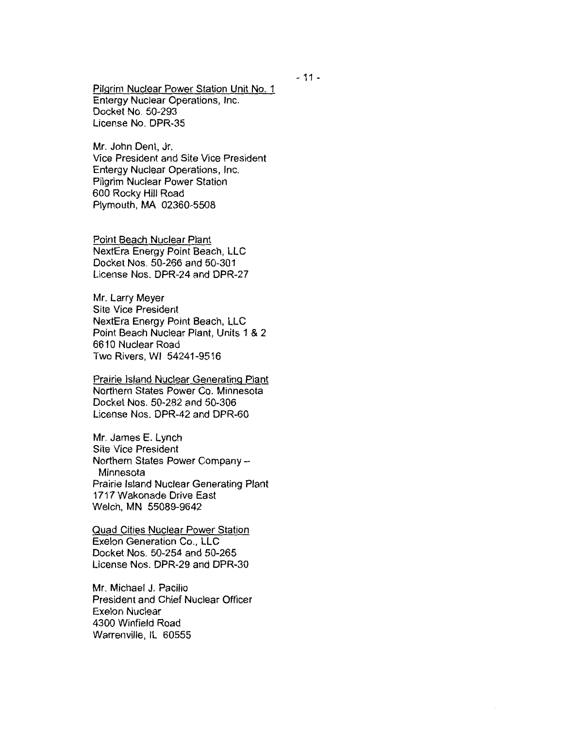Pilgrim Nuclear Power Station Unit No. 1
Entergy Nuclear Operations, Inc.
Docket No. 50-293
License No. DPR-35

Mr. John Dent, Jr.
Vice President and Site Vice President
Entergy Nuclear Operations, Inc.
Pilgrim Nuclear Power Station
600 Rocky Hill Road
Plymouth, MA 02360-5508

Point Beach Nuclear Plant
NextEra Energy Point Beach, LLC
Docket Nos. 50-266 and 50-301
License Nos. DPR-24 and DPR-27

Mr. Larry Meyer
Site Vice President
NextEra Energy Point Beach, LLC
Point Beach Nuclear Plant, Units 1 & 2
6610 Nuclear Road
Two Rivers, WI 54241-9516

Prairie Island Nuclear Generating Plant
Northern States Power Co. Minnesota
Docket Nos. 50-282 and 50-306
License Nos. DPR-42 and DPR-60

Mr. James E. Lynch
Site Vice President
Northern States Power Company – Minnesota
Prairie Island Nuclear Generating Plant
1717 Wakonade Drive East
Welch, MN 55089-9642

Quad Cities Nuclear Power Station
Exelon Generation Co., LLC
Docket Nos. 50-254 and 50-265
License Nos. DPR-29 and DPR-30

Mr. Michael J. Pacilio
President and Chief Nuclear Officer
Exelon Nuclear
4300 Winfield Road
Warrenville, IL 60555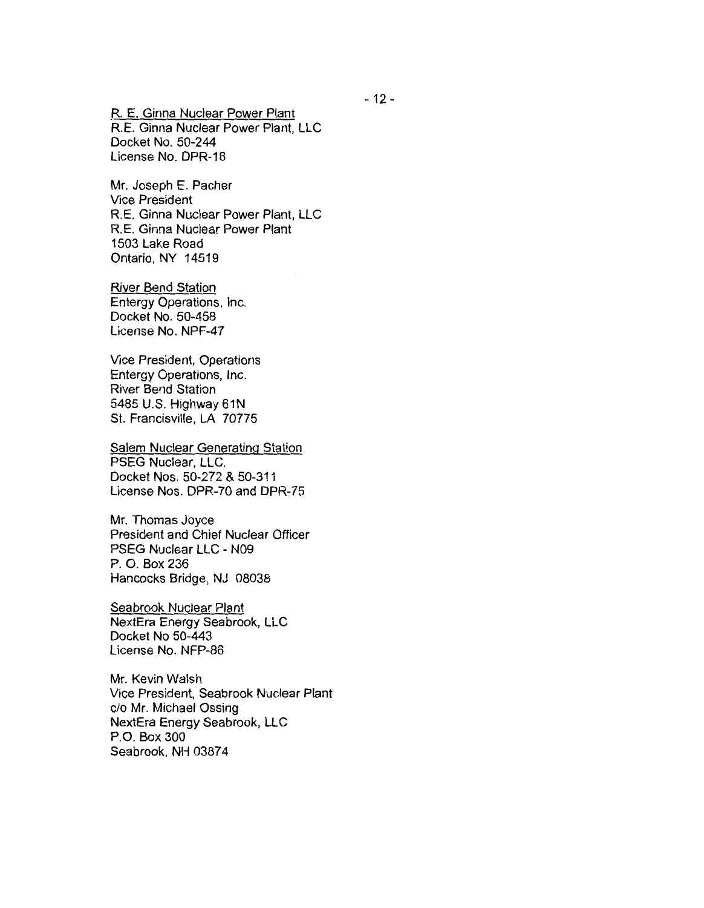R. E. Ginna Nuclear Power Plant
R.E. Ginna Nuclear Power Plant, LLC
Docket No. 50-244
License No. DPR-18

Mr. Joseph E. Pacher
Vice President
R.E. Ginna Nuclear Power Plant, LLC
R.E. Ginna Nuclear Power Plant
1503 Lake Road
Ontario, NY 14519

River Bend Station
Entergy Operations, Inc.
Docket No. 50-458
License No. NPF-47

Vice President, Operations
Entergy Operations, Inc.
River Bend Station
5485 U.S. Highway 61N
St. Francisville, LA 70775

Salem Nuclear Generating Station
PSEG Nuclear, LLC.
Docket Nos. 50-272 & 50-311
License Nos. DPR-70 and DPR-75

Mr. Thomas Joyce
President and Chief Nuclear Officer
PSEG Nuclear LLC - N09
P. O. Box 236
Hancocks Bridge, NJ 08038

Seabrook Nuclear Plant
NextEra Energy Seabrook, LLC
Docket No 50-443
License No. NFP-86

Mr. Kevin Walsh
Vice President, Seabrook Nuclear Plant
c/o Mr. Michael Ossing
NextEra Energy Seabrook, LLC
P.O. Box 300
Seabrook, NH 03874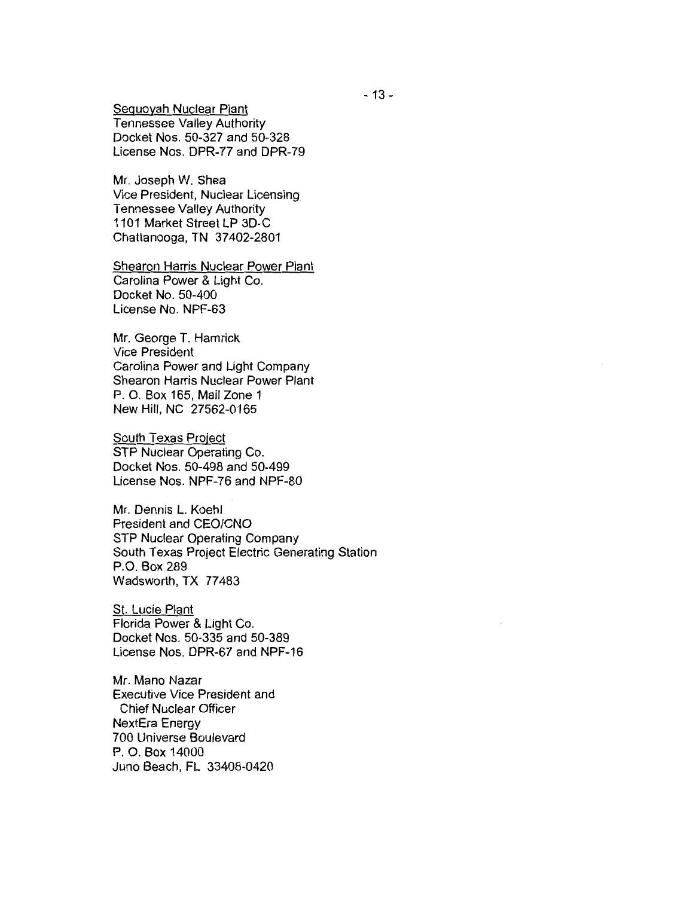<u>Sequoyah Nuclear Plant</u>
Tennessee Valley Authority
Docket Nos. 50-327 and 50-328
License Nos. DPR-77 and DPR-79

Mr. Joseph W. Shea
Vice President, Nuclear Licensing
Tennessee Valley Authority
1101 Market Street LP 3D-C
Chattanooga, TN 37402-2801

<u>Shearon Harris Nuclear Power Plant</u>
Carolina Power & Light Co.
Docket No. 50-400
License No. NPF-63

Mr. George T. Hamrick
Vice President
Carolina Power and Light Company
Shearon Harris Nuclear Power Plant
P. O. Box 165, Mail Zone 1
New Hill, NC 27562-0165

<u>South Texas Project</u>
STP Nuclear Operating Co.
Docket Nos. 50-498 and 50-499
License Nos. NPF-76 and NPF-80

Mr. Dennis L. Koehl
President and CEO/CNO
STP Nuclear Operating Company
South Texas Project Electric Generating Station
P.O. Box 289
Wadsworth, TX 77483

<u>St. Lucie Plant</u>
Florida Power & Light Co.
Docket Nos. 50-335 and 50-389
License Nos. DPR-67 and NPF-16

Mr. Mano Nazar
Executive Vice President and
Chief Nuclear Officer
NextEra Energy
700 Universe Boulevard
P. O. Box 14000
Juno Beach, FL 33408-0420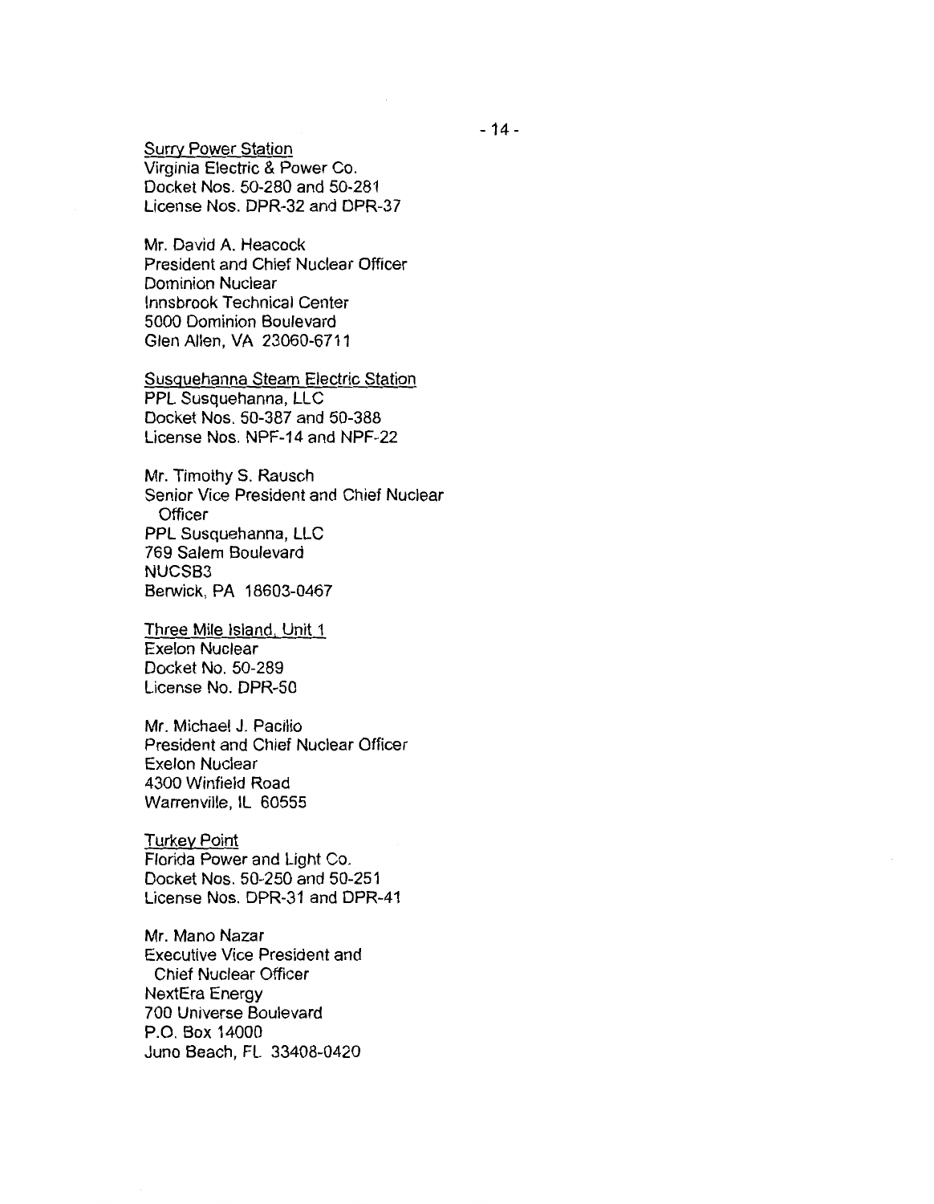Surry Power Station
Virginia Electric & Power Co.
Docket Nos. 50-280 and 50-281
License Nos. DPR-32 and DPR-37

Mr. David A. Heacock
President and Chief Nuclear Officer
Dominion Nuclear
Innsbrook Technical Center
5000 Dominion Boulevard
Glen Allen, VA 23060-6711

Susquehanna Steam Electric Station
PPL Susquehanna, LLC
Docket Nos. 50-387 and 50-388
License Nos. NPF-14 and NPF-22

Mr. Timothy S. Rausch
Senior Vice President and Chief Nuclear Officer
PPL Susquehanna, LLC
769 Salem Boulevard
NUCSB3
Berwick, PA 18603-0467

Three Mile Island, Unit 1
Exelon Nuclear
Docket No. 50-289
License No. DPR-50

Mr. Michael J. Pacilio
President and Chief Nuclear Officer
Exelon Nuclear
4300 Winfield Road
Warrenville, IL 60555

Turkey Point
Florida Power and Light Co.
Docket Nos. 50-250 and 50-251
License Nos. DPR-31 and DPR-41

Mr. Mano Nazar
Executive Vice President and Chief Nuclear Officer
NextEra Energy
700 Universe Boulevard
P.O. Box 14000
Juno Beach, FL 33408-0420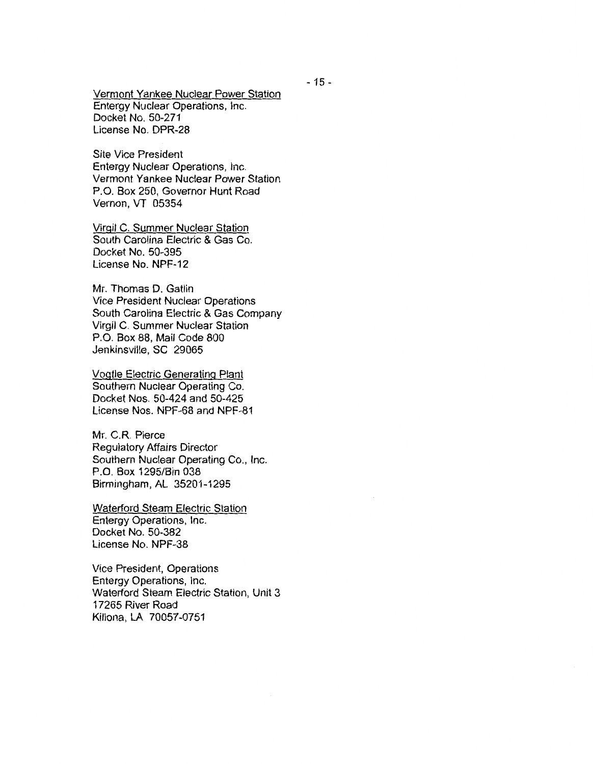Vermont Yankee Nuclear Power Station
Entergy Nuclear Operations, Inc.
Docket No. 50-271
License No. DPR-28

Site Vice President
Entergy Nuclear Operations, Inc.
Vermont Yankee Nuclear Power Station
P.O. Box 250, Governor Hunt Road
Vernon, VT 05354

Virgil C. Summer Nuclear Station
South Carolina Electric & Gas Co.
Docket No. 50-395
License No. NPF-12

Mr. Thomas D. Gatlin
Vice President Nuclear Operations
South Carolina Electric & Gas Company
Virgil C. Summer Nuclear Station
P.O. Box 88, Mail Code 800
Jenkinsville, SC 29065

Vogtle Electric Generating Plant
Southern Nuclear Operating Co.
Docket Nos. 50-424 and 50-425
License Nos. NPF-68 and NPF-81

Mr. C.R. Pierce
Regulatory Affairs Director
Southern Nuclear Operating Co., Inc.
P.O. Box 1295/Bin 038
Birmingham, AL 35201-1295

Waterford Steam Electric Station
Entergy Operations, Inc.
Docket No. 50-382
License No. NPF-38

Vice President, Operations
Entergy Operations, Inc.
Waterford Steam Electric Station, Unit 3
17265 River Road
Killona, LA 70057-0751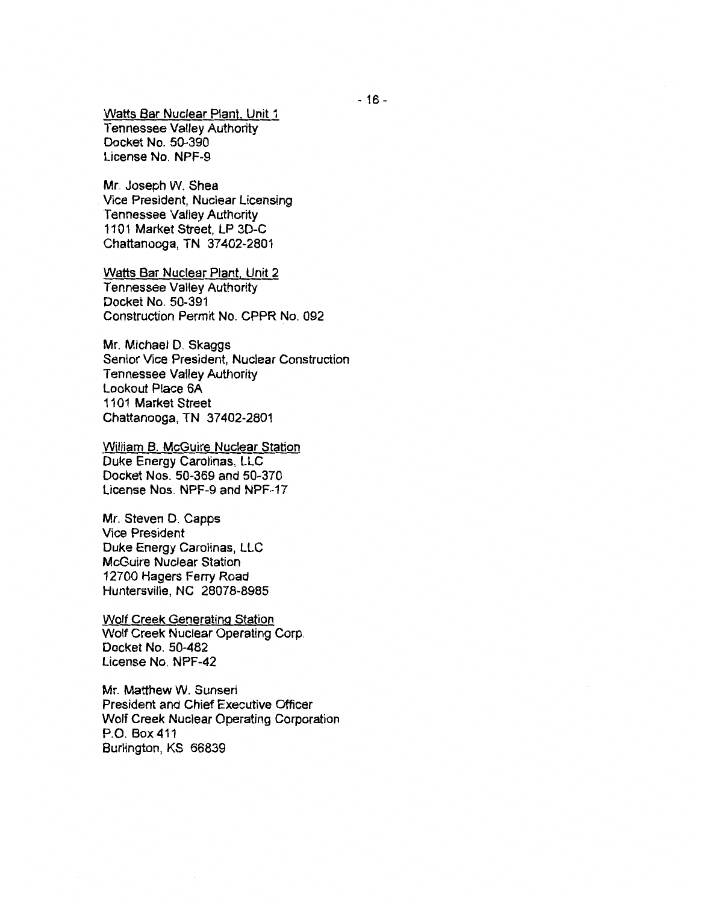<u>Watts Bar Nuclear Plant, Unit 1</u>
Tennessee Valley Authority
Docket No. 50-390
License No. NPF-9

Mr. Joseph W. Shea
Vice President, Nuclear Licensing
Tennessee Valley Authority
1101 Market Street, LP 3D-C
Chattanooga, TN 37402-2801

<u>Watts Bar Nuclear Plant, Unit 2</u>
Tennessee Valley Authority
Docket No. 50-391
Construction Permit No. CPPR No. 092

Mr. Michael D. Skaggs
Senior Vice President, Nuclear Construction
Tennessee Valley Authority
Lookout Place 6A
1101 Market Street
Chattanooga, TN 37402-2801

<u>William B. McGuire Nuclear Station</u>
Duke Energy Carolinas, LLC
Docket Nos. 50-369 and 50-370
License Nos. NPF-9 and NPF-17

Mr. Steven D. Capps
Vice President
Duke Energy Carolinas, LLC
McGuire Nuclear Station
12700 Hagers Ferry Road
Huntersville, NC 28078-8985

<u>Wolf Creek Generating Station</u>
Wolf Creek Nuclear Operating Corp.
Docket No. 50-482
License No. NPF-42

Mr. Matthew W. Sunseri
President and Chief Executive Officer
Wolf Creek Nuclear Operating Corporation
P.O. Box 411
Burlington, KS 66839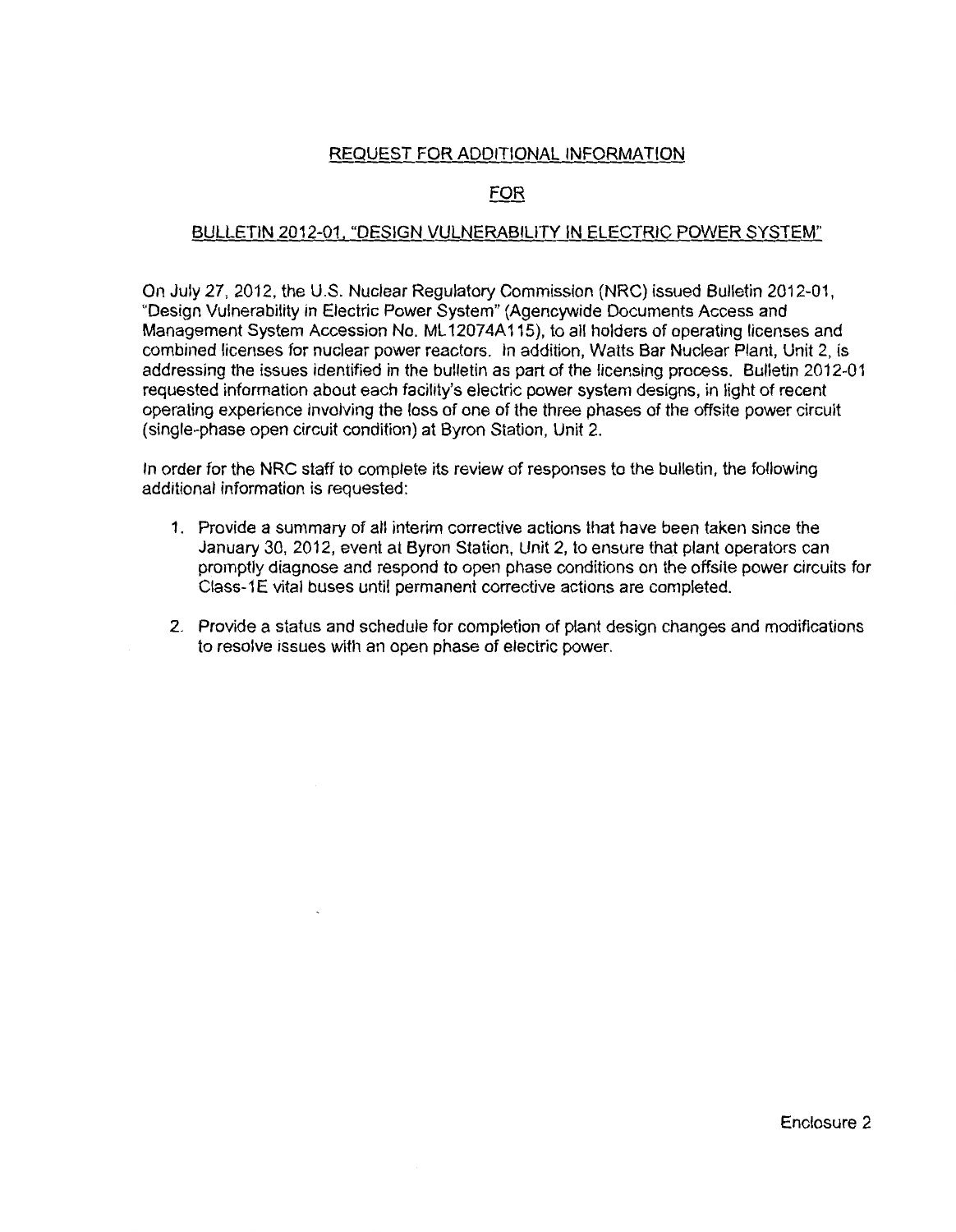# REQUEST FOR ADDITIONAL INFORMATION

## FOR

## BULLETIN 2012-01, "DESIGN VULNERABILITY IN ELECTRIC POWER SYSTEM"

On July 27, 2012, the U.S. Nuclear Regulatory Commission (NRC) issued Bulletin 2012-01, "Design Vulnerability in Electric Power System" (Agencywide Documents Access and Management System Accession No. ML12074A115), to all holders of operating licenses and combined licenses for nuclear power reactors. In addition, Watts Bar Nuclear Plant, Unit 2, is addressing the issues identified in the bulletin as part of the licensing process. Bulletin 2012-01 requested information about each facility's electric power system designs, in light of recent operating experience involving the loss of one of the three phases of the offsite power circuit (single-phase open circuit condition) at Byron Station, Unit 2.

In order for the NRC staff to complete its review of responses to the bulletin, the following additional information is requested:

1. Provide a summary of all interim corrective actions that have been taken since the January 30, 2012, event at Byron Station, Unit 2, to ensure that plant operators can promptly diagnose and respond to open phase conditions on the offsite power circuits for Class-1E vital buses until permanent corrective actions are completed.

2. Provide a status and schedule for completion of plant design changes and modifications to resolve issues with an open phase of electric power.

Enclosure 2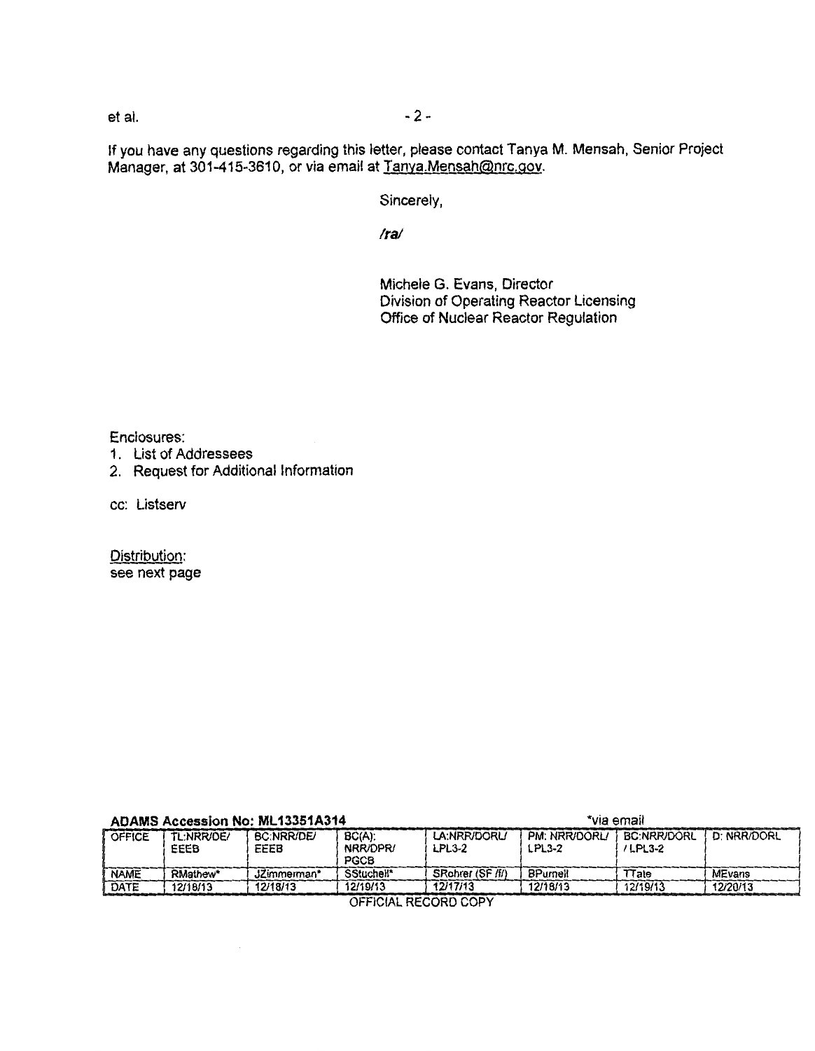et al.

If you have any questions regarding this letter, please contact Tanya M. Mensah, Senior Project Manager, at 301-415-3610, or via email at Tanya.Mensah@nrc.gov.

Sincerely,

*/ra/*

Michele G. Evans, Director
Division of Operating Reactor Licensing
Office of Nuclear Reactor Regulation

Enclosures:
1. List of Addressees
2. Request for Additional Information

cc: Listserv

Distribution:
see next page

**ADAMS Accession No: ML13351A314** *via email

| OFFICE | TL:NRR/DE/ EEEB | BC:NRR/DE/ EEEB | BC(A): NRR/DPR/ PGCB | LA:NRR/DORL/ LPL3-2 | PM: NRR/DORL/ LPL3-2 | BC:NRR/DORL / LPL3-2 | D: NRR/DORL |
|---|---|---|---|---|---|---|---|
| NAME | RMathew* | JZimmerman* | SStuchell* | SRohrer (SF /f/) | BPurnell | TTate | MEvans |
| DATE | 12/18/13 | 12/18/13 | 12/19/13 | 12/17/13 | 12/18/13 | 12/19/13 | 12/20/13 |

OFFICIAL RECORD COPY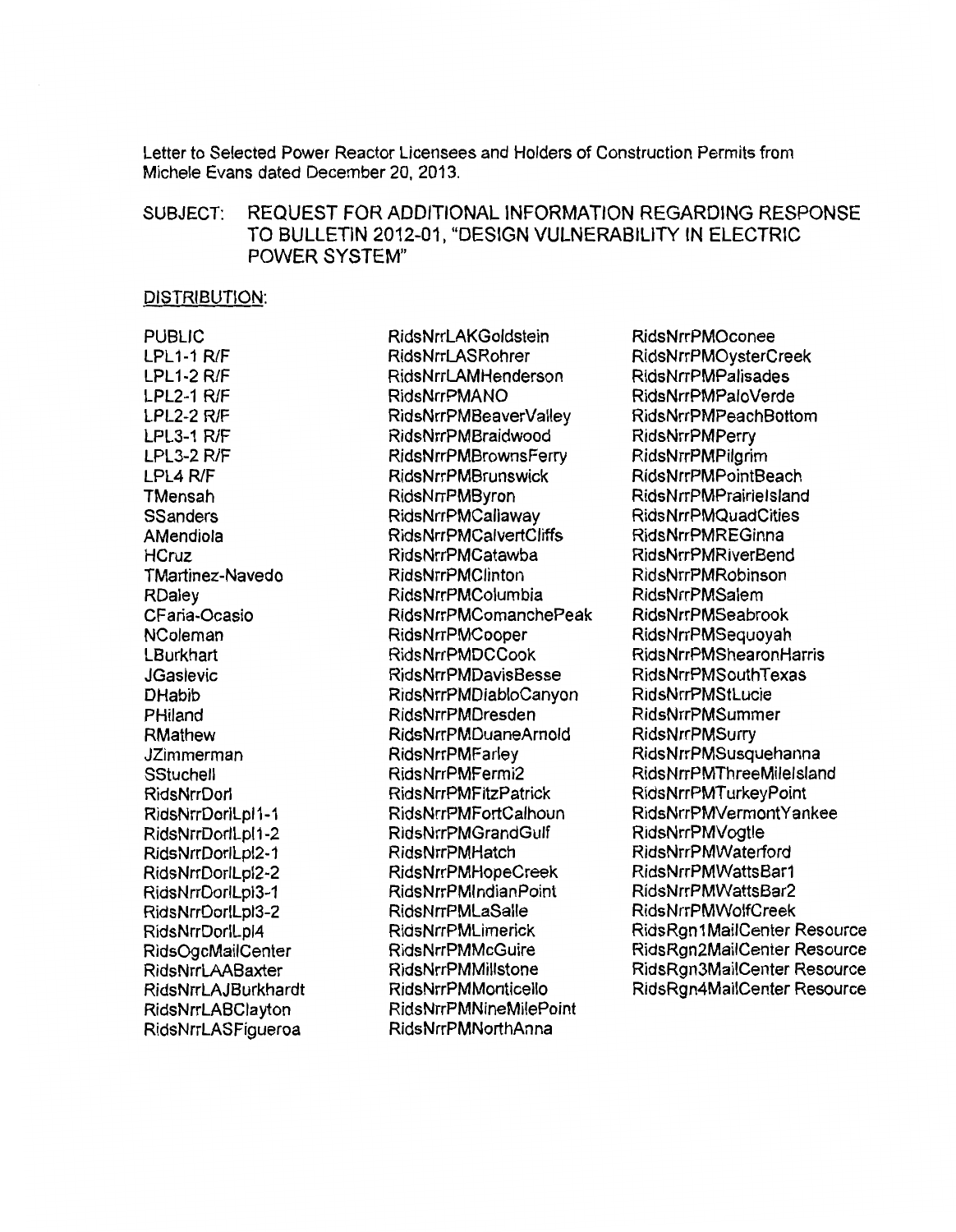Letter to Selected Power Reactor Licensees and Holders of Construction Permits from Michele Evans dated December 20, 2013.

SUBJECT: REQUEST FOR ADDITIONAL INFORMATION REGARDING RESPONSE TO BULLETIN 2012-01, "DESIGN VULNERABILITY IN ELECTRIC POWER SYSTEM"

DISTRIBUTION:

PUBLIC
LPL1-1 R/F
LPL1-2 R/F
LPL2-1 R/F
LPL2-2 R/F
LPL3-1 R/F
LPL3-2 R/F
LPL4 R/F
TMensah
SSanders
AMendiola
HCruz
TMartinez-Navedo
RDaley
CFaria-Ocasio
NColeman
LBurkhart
JGaslevic
DHabib
PHiland
RMathew
JZimmerman
SStuchell
RidsNrrDorl
RidsNrrDorlLpl1-1
RidsNrrDorlLpl1-2
RidsNrrDorlLpl2-1
RidsNrrDorlLpl2-2
RidsNrrDorlLpl3-1
RidsNrrDorlLpl3-2
RidsNrrDorlLpl4
RidsOgcMailCenter
RidsNrrLAABaxter
RidsNrrLAJBurkhardt
RidsNrrLABClayton
RidsNrrLASFigueroa
RidsNrrLAKGoldstein
RidsNrrLASRohrer
RidsNrrLAMHenderson
RidsNrrPMANO
RidsNrrPMBeaverValley
RidsNrrPMBraidwood
RidsNrrPMBrownsFerry
RidsNrrPMBrunswick
RidsNrrPMByron
RidsNrrPMCallaway
RidsNrrPMCalvertCliffs
RidsNrrPMCatawba
RidsNrrPMClinton
RidsNrrPMColumbia
RidsNrrPMComanchePeak
RidsNrrPMCooper
RidsNrrPMDCCook
RidsNrrPMDavisBesse
RidsNrrPMDiabloCanyon
RidsNrrPMDresden
RidsNrrPMDuaneArnold
RidsNrrPMFarley
RidsNrrPMFermi2
RidsNrrPMFitzPatrick
RidsNrrPMFortCalhoun
RidsNrrPMGrandGulf
RidsNrrPMHatch
RidsNrrPMHopeCreek
RidsNrrPMIndianPoint
RidsNrrPMLaSalle
RidsNrrPMLimerick
RidsNrrPMMcGuire
RidsNrrPMMillstone
RidsNrrPMMonticello
RidsNrrPMNineMilePoint
RidsNrrPMNorthAnna
RidsNrrPMOconee
RidsNrrPMOysterCreek
RidsNrrPMPalisades
RidsNrrPMPaloVerde
RidsNrrPMPeachBottom
RidsNrrPMPerry
RidsNrrPMPilgrim
RidsNrrPMPointBeach
RidsNrrPMPrairieIsland
RidsNrrPMQuadCities
RidsNrrPMREGinna
RidsNrrPMRiverBend
RidsNrrPMRobinson
RidsNrrPMSalem
RidsNrrPMSeabrook
RidsNrrPMSequoyah
RidsNrrPMShearonHarris
RidsNrrPMSouthTexas
RidsNrrPMStLucie
RidsNrrPMSummer
RidsNrrPMSurry
RidsNrrPMSusquehanna
RidsNrrPMThreeMileIsland
RidsNrrPMTurkeyPoint
RidsNrrPMVermontYankee
RidsNrrPMVogtle
RidsNrrPMWaterford
RidsNrrPMWattsBar1
RidsNrrPMWattsBar2
RidsNrrPMWolfCreek
RidsRgn1MailCenter Resource
RidsRgn2MailCenter Resource
RidsRgn3MailCenter Resource
RidsRgn4MailCenter Resource